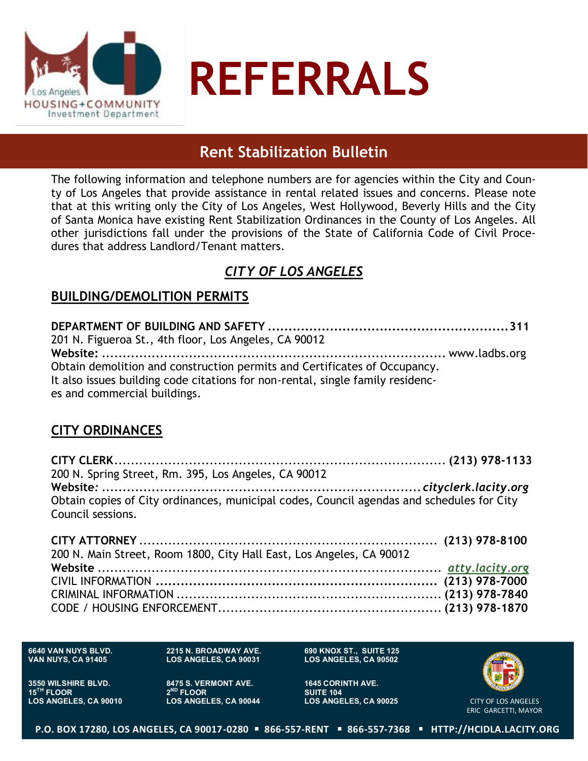# REFERRALS

## Rent Stabilization Bulletin

The following information and telephone numbers are for agencies within the City and County of Los Angeles that provide assistance in rental related issues and concerns. Please note that at this writing only the City of Los Angeles, West Hollywood, Beverly Hills and the City of Santa Monica have existing Rent Stabilization Ordinances in the County of Los Angeles. All other jurisdictions fall under the provisions of the State of California Code of Civil Procedures that address Landlord/Tenant matters.

## *CITY OF LOS ANGELES*

### BUILDING/DEMOLITION PERMITS

**DEPARTMENT OF BUILDING AND SAFETY ........................................................311**
201 N. Figueroa St., 4th floor, Los Angeles, CA 90012
**Website:** ............................................................................ www.ladbs.org
Obtain demolition and construction permits and Certificates of Occupancy. It also issues building code citations for non-rental, single family residences and commercial buildings.

### CITY ORDINANCES

**CITY CLERK**............................................................................ **(213) 978-1133**
200 N. Spring Street, Rm. 395, Los Angeles, CA 90012
**Website***:* ....................................................................... ***cityclerk.lacity.org***
Obtain copies of City ordinances, municipal codes, Council agendas and schedules for City Council sessions.

**CITY ATTORNEY** ................................................................... **(213) 978-8100**
200 N. Main Street, Room 1800, City Hall East, Los Angeles, CA 90012
**Website** ........................................................................... *atty.lacity.org*
CIVIL INFORMATION ............................................................... **(213) 978-7000**
CRIMINAL INFORMATION ........................................................... **(213) 978-7840**
CODE / HOUSING ENFORCEMENT.................................................. **(213) 978-1870**

6640 VAN NUYS BLVD.
VAN NUYS, CA 91405

3550 WILSHIRE BLVD.
15TH FLOOR
LOS ANGELES, CA 90010

2215 N. BROADWAY AVE.
LOS ANGELES, CA 90031

8475 S. VERMONT AVE.
2ND FLOOR
LOS ANGELES, CA 90044

690 KNOX ST., SUITE 125
LOS ANGELES, CA 90502

1645 CORINTH AVE.
SUITE 104
LOS ANGELES, CA 90025

CITY OF LOS ANGELES
ERIC GARCETTI, MAYOR

P.O. BOX 17280, LOS ANGELES, CA 90017-0280 ▪ 866-557-RENT ▪ 866-557-7368 ▪ HTTP://HCIDLA.LACITY.ORG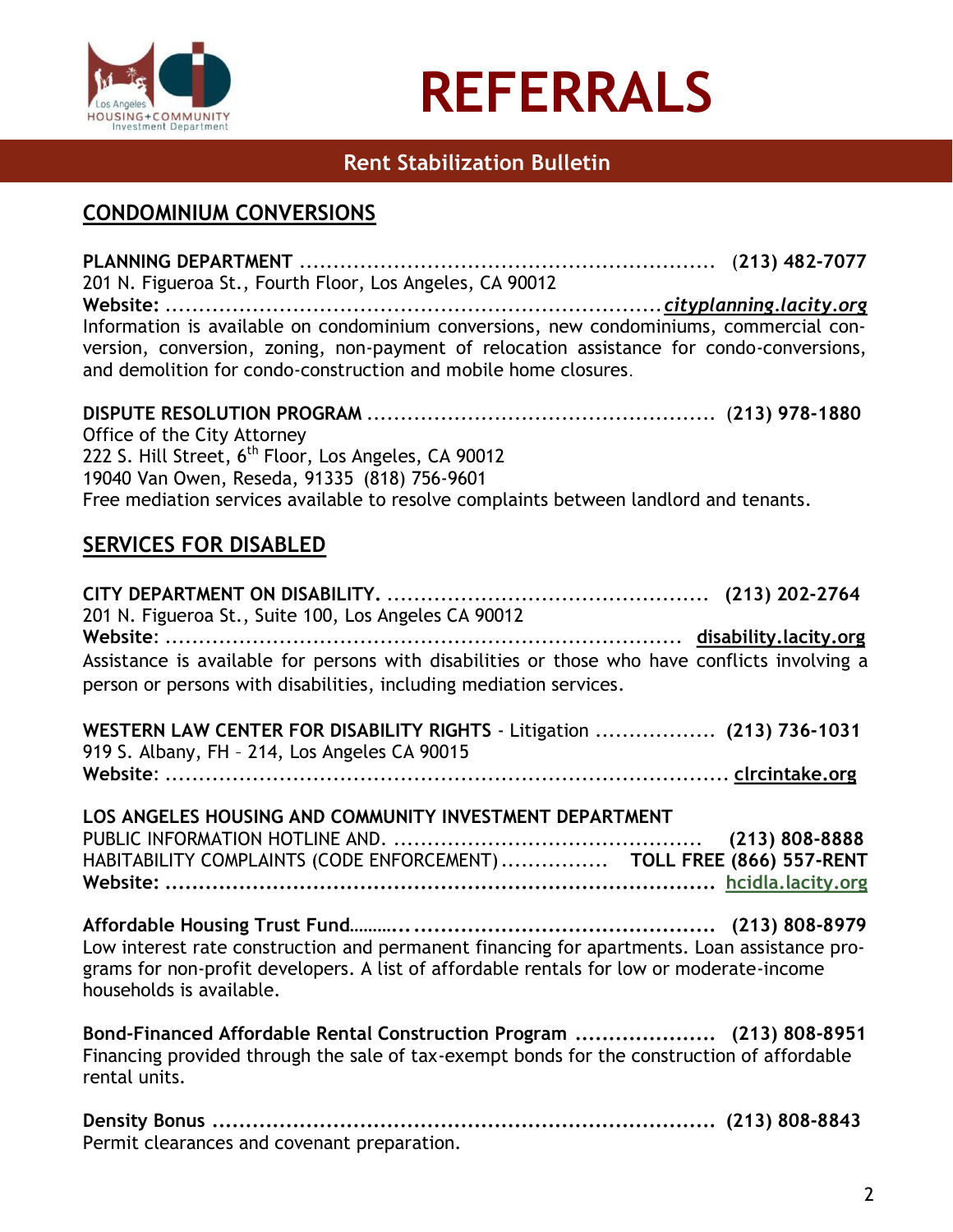# REFERRALS

**Rent Stabilization Bulletin**

## CONDOMINIUM CONVERSIONS

**PLANNING DEPARTMENT** ............................................................... (**213) 482-7077**
201 N. Figueroa St., Fourth Floor, Los Angeles, CA 90012
**Website:** ......................................................................... ***cityplanning.lacity.org***
Information is available on condominium conversions, new condominiums, commercial conversion, conversion, zoning, non-payment of relocation assistance for condo-conversions, and demolition for condo-construction and mobile home closures.

**DISPUTE RESOLUTION PROGRAM** ..................................................... (**213) 978-1880**
Office of the City Attorney
222 S. Hill Street, 6th Floor, Los Angeles, CA 90012
19040 Van Owen, Reseda, 91335 (818) 756-9601
Free mediation services available to resolve complaints between landlord and tenants.

## SERVICES FOR DISABLED

**CITY DEPARTMENT ON DISABILITY.** ................................................. **(213) 202-2764**
201 N. Figueroa St., Suite 100, Los Angeles CA 90012
**Website**: ......................................................................... **disability.lacity.org**
Assistance is available for persons with disabilities or those who have conflicts involving a person or persons with disabilities, including mediation services.

**WESTERN LAW CENTER FOR DISABILITY RIGHTS** - Litigation .................. **(213) 736-1031**
919 S. Albany, FH – 214, Los Angeles CA 90015
**Website**: ......................................................................... **clrcintake.org**

**LOS ANGELES HOUSING AND COMMUNITY INVESTMENT DEPARTMENT**
PUBLIC INFORMATION HOTLINE AND. ............................................... **(213) 808-8888**
HABITABILITY COMPLAINTS (CODE ENFORCEMENT) ................ **TOLL FREE (866) 557-RENT**
**Website:** ......................................................................... **hcidla.lacity.org**

**Affordable Housing Trust Fund**.......................................................... **(213) 808-8979**
Low interest rate construction and permanent financing for apartments. Loan assistance programs for non-profit developers. A list of affordable rentals for low or moderate-income households is available.

**Bond-Financed Affordable Rental Construction Program** ..................... **(213) 808-8951**
Financing provided through the sale of tax-exempt bonds for the construction of affordable rental units.

**Density Bonus** ......................................................................... **(213) 808-8843**
Permit clearances and covenant preparation.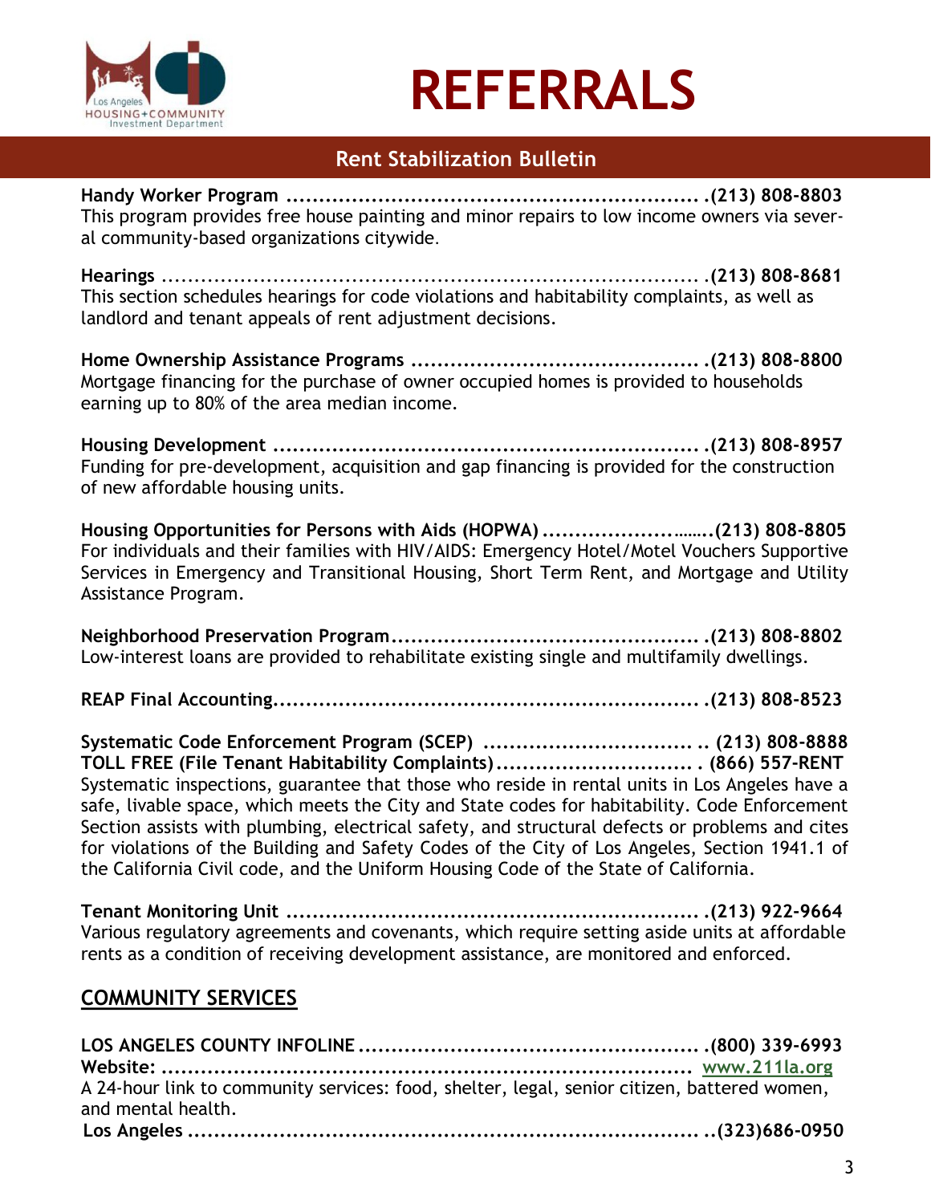# REFERRALS

## Rent Stabilization Bulletin

**Handy Worker Program ............................................................... .(213) 808-8803**
This program provides free house painting and minor repairs to low income owners via several community-based organizations citywide.

**Hearings ........................................................................... .(213) 808-8681**
This section schedules hearings for code violations and habitability complaints, as well as landlord and tenant appeals of rent adjustment decisions.

**Home Ownership Assistance Programs ............................................ .(213) 808-8800**
Mortgage financing for the purchase of owner occupied homes is provided to households earning up to 80% of the area median income.

**Housing Development ................................................................ .(213) 808-8957**
Funding for pre-development, acquisition and gap financing is provided for the construction of new affordable housing units.

**Housing Opportunities for Persons with Aids (HOPWA) ............................(213) 808-8805**
For individuals and their families with HIV/AIDS: Emergency Hotel/Motel Vouchers Supportive Services in Emergency and Transitional Housing, Short Term Rent, and Mortgage and Utility Assistance Program.

**Neighborhood Preservation Program............................................... .(213) 808-8802**
Low-interest loans are provided to rehabilitate existing single and multifamily dwellings.

**REAP Final Accounting................................................................ .(213) 808-8523**

**Systematic Code Enforcement Program (SCEP) ................................ .. (213) 808-8888**
**TOLL FREE (File Tenant Habitability Complaints).............................. . (866) 557-RENT**
Systematic inspections, guarantee that those who reside in rental units in Los Angeles have a safe, livable space, which meets the City and State codes for habitability. Code Enforcement Section assists with plumbing, electrical safety, and structural defects or problems and cites for violations of the Building and Safety Codes of the City of Los Angeles, Section 1941.1 of the California Civil code, and the Uniform Housing Code of the State of California.

**Tenant Monitoring Unit ............................................................... .(213) 922-9664**
Various regulatory agreements and covenants, which require setting aside units at affordable rents as a condition of receiving development assistance, are monitored and enforced.

## COMMUNITY SERVICES

**LOS ANGELES COUNTY INFOLINE ................................................... .(800) 339-6993**
**Website: ..................................................................................** www.211la.org
A 24-hour link to community services: food, shelter, legal, senior citizen, battered women, and mental health.
**Los Angeles ............................................................................ ..(323)686-0950**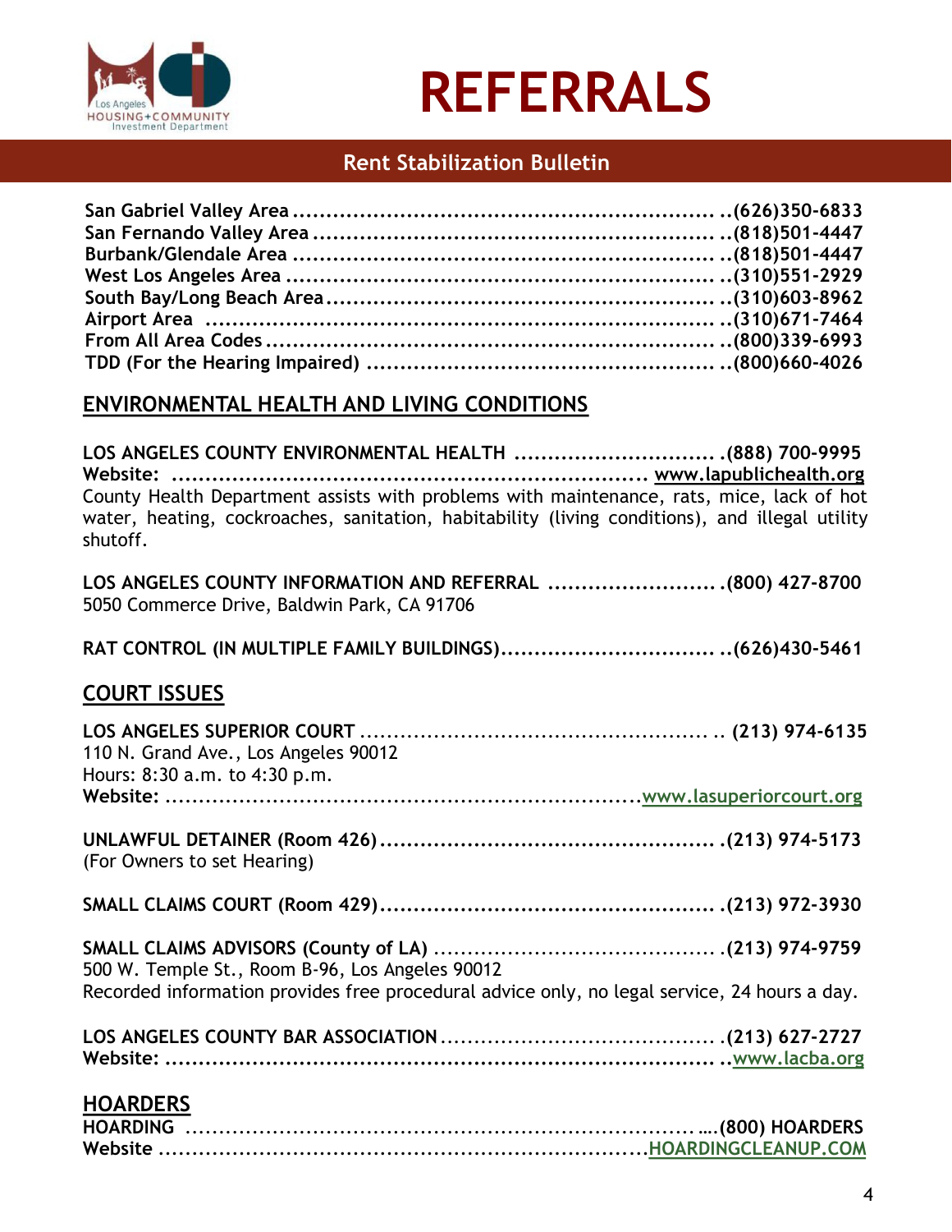# REFERRALS

## Rent Stabilization Bulletin

**San Gabriel Valley Area** ........................................ **(626)350-6833**
**San Fernando Valley Area** ........................................ **(818)501-4447**
**Burbank/Glendale Area** ........................................ **(818)501-4447**
**West Los Angeles Area** ........................................ **(310)551-2929**
**South Bay/Long Beach Area** ........................................ **(310)603-8962**
**Airport Area** ........................................ **(310)671-7464**
**From All Area Codes** ........................................ **(800)339-6993**
**TDD (For the Hearing Impaired)** ........................................ **(800)660-4026**

## ENVIRONMENTAL HEALTH AND LIVING CONDITIONS

**LOS ANGELES COUNTY ENVIRONMENTAL HEALTH** .............................. **(888) 700-9995**
**Website:** ........................................ www.lapublichealth.org
County Health Department assists with problems with maintenance, rats, mice, lack of hot water, heating, cockroaches, sanitation, habitability (living conditions), and illegal utility shutoff.

**LOS ANGELES COUNTY INFORMATION AND REFERRAL** .......................... **(800) 427-8700**
5050 Commerce Drive, Baldwin Park, CA 91706

**RAT CONTROL (IN MULTIPLE FAMILY BUILDINGS)**................................ **(626)430-5461**

## COURT ISSUES

**LOS ANGELES SUPERIOR COURT** ........................................ **(213) 974-6135**
110 N. Grand Ave., Los Angeles 90012
Hours: 8:30 a.m. to 4:30 p.m.
**Website:** ........................................ www.lasuperiorcourt.org

**UNLAWFUL DETAINER (Room 426)** ........................................ **(213) 974-5173**
(For Owners to set Hearing)

**SMALL CLAIMS COURT (Room 429)** ........................................ **(213) 972-3930**

**SMALL CLAIMS ADVISORS (County of LA)** ........................................ **(213) 974-9759**
500 W. Temple St., Room B-96, Los Angeles 90012
Recorded information provides free procedural advice only, no legal service, 24 hours a day.

**LOS ANGELES COUNTY BAR ASSOCIATION** ........................................ **(213) 627-2727**
**Website:** ........................................ www.lacba.org

## HOARDERS

**HOARDING** ........................................ **(800) HOARDERS**
**Website** ........................................ HOARDINGCLEANUP.COM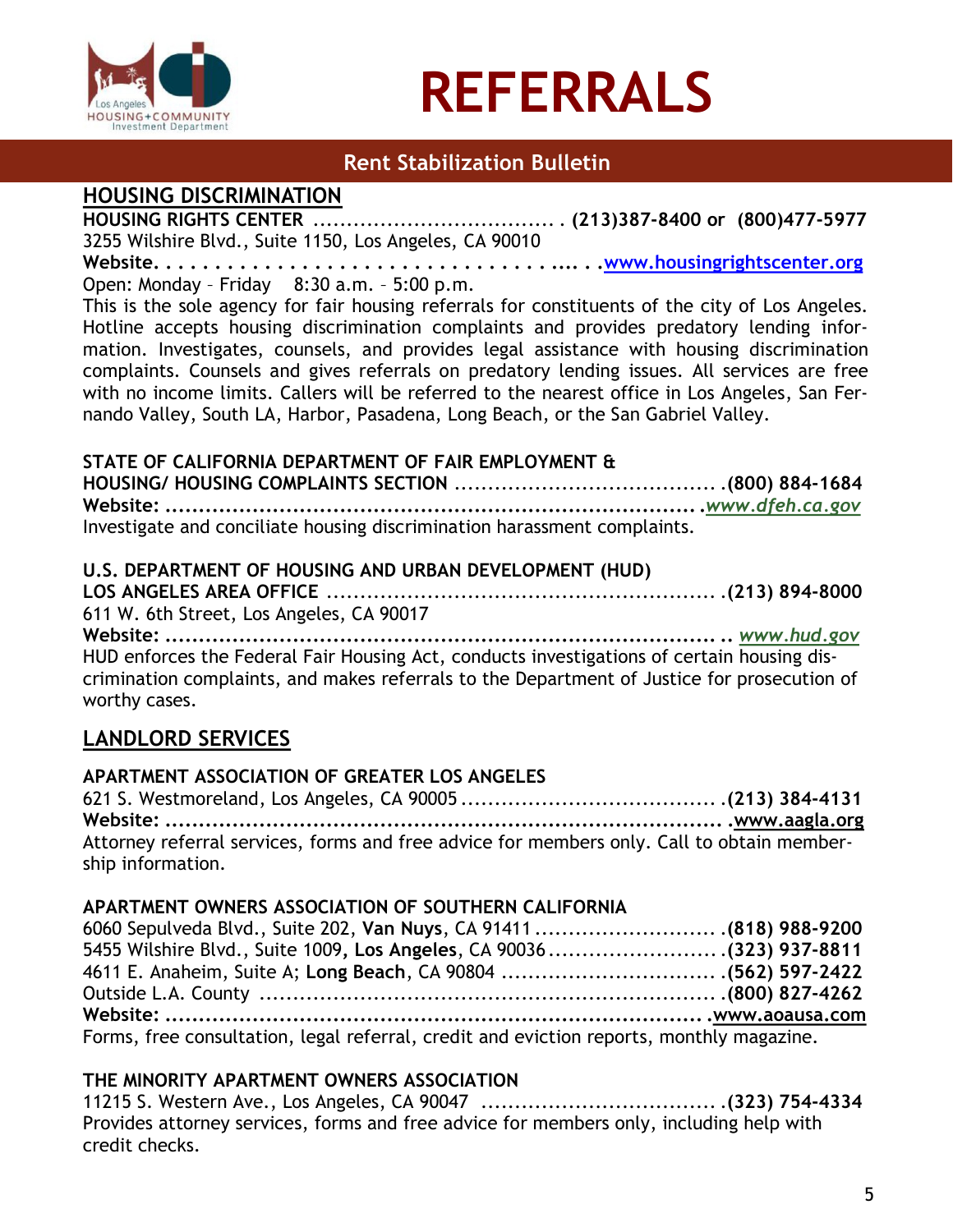# REFERRALS

## Rent Stabilization Bulletin

## HOUSING DISCRIMINATION

**HOUSING RIGHTS CENTER** .................................... **(213)387-8400 or (800)477-5977**
3255 Wilshire Blvd., Suite 1150, Los Angeles, CA 90010
**Website**. . . . . . . . . . . . . . . . . . . . . . . . . . . . . . . . . . .... . .www.housingrightscenter.org
Open: Monday – Friday 8:30 a.m. – 5:00 p.m.
This is the sole agency for fair housing referrals for constituents of the city of Los Angeles. Hotline accepts housing discrimination complaints and provides predatory lending information. Investigates, counsels, and provides legal assistance with housing discrimination complaints. Counsels and gives referrals on predatory lending issues. All services are free with no income limits. Callers will be referred to the nearest office in Los Angeles, San Fernando Valley, South LA, Harbor, Pasadena, Long Beach, or the San Gabriel Valley.

**STATE OF CALIFORNIA DEPARTMENT OF FAIR EMPLOYMENT & HOUSING/ HOUSING COMPLAINTS SECTION** ....................................... .**(800) 884-1684**
**Website:** ................................................................................ .*www.dfeh.ca.gov*
Investigate and conciliate housing discrimination harassment complaints.

**U.S. DEPARTMENT OF HOUSING AND URBAN DEVELOPMENT (HUD) LOS ANGELES AREA OFFICE** .......................................................... .**(213) 894-8000**
611 W. 6th Street, Los Angeles, CA 90017
**Website:** ................................................................................ .. *www.hud.gov*
HUD enforces the Federal Fair Housing Act, conducts investigations of certain housing discrimination complaints, and makes referrals to the Department of Justice for prosecution of worthy cases.

## LANDLORD SERVICES

**APARTMENT ASSOCIATION OF GREATER LOS ANGELES**
621 S. Westmoreland, Los Angeles, CA 90005 ....................................... .**(213) 384-4131**
**Website:** ................................................................................ .www.aagla.org
Attorney referral services, forms and free advice for members only. Call to obtain membership information.

**APARTMENT OWNERS ASSOCIATION OF SOUTHERN CALIFORNIA**
6060 Sepulveda Blvd., Suite 202, **Van Nuys**, CA 91411 ............................ .**(818) 988-9200**
5455 Wilshire Blvd., Suite 1009, **Los Angeles**, CA 90036 .......................... .**(323) 937-8811**
4611 E. Anaheim, Suite A; **Long Beach**, CA 90804 ................................. .**(562) 597-2422**
Outside L.A. County ..................................................................... .**(800) 827-4262**
**Website:** ................................................................................ .www.aoausa.com
Forms, free consultation, legal referral, credit and eviction reports, monthly magazine.

**THE MINORITY APARTMENT OWNERS ASSOCIATION**
11215 S. Western Ave., Los Angeles, CA 90047 .................................... .**(323) 754-4334**
Provides attorney services, forms and free advice for members only, including help with credit checks.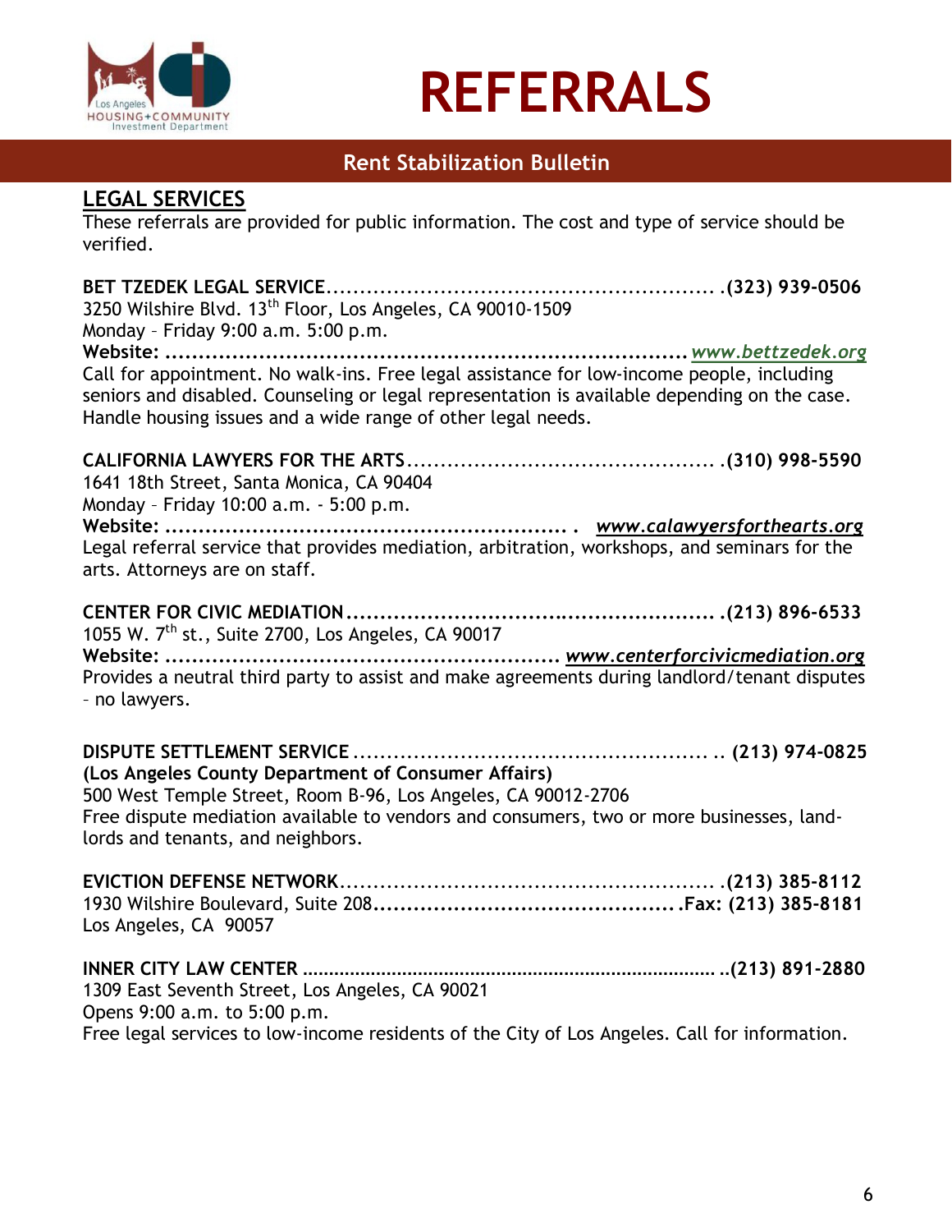// REFERRALS

**Rent Stabilization Bulletin**

## LEGAL SERVICES

These referrals are provided for public information. The cost and type of service should be verified.

**BET TZEDEK LEGAL SERVICE**............................................................ .**(323) 939-0506**
3250 Wilshire Blvd. 13th Floor, Los Angeles, CA 90010-1509
Monday – Friday 9:00 a.m. 5:00 p.m.
**Website:** ............................................................................ *www.bettzedek.org*
Call for appointment. No walk-ins. Free legal assistance for low-income people, including seniors and disabled. Counseling or legal representation is available depending on the case. Handle housing issues and a wide range of other legal needs.

**CALIFORNIA LAWYERS FOR THE ARTS**.............................................. .**(310) 998-5590**
1641 18th Street, Santa Monica, CA 90404
Monday – Friday 10:00 a.m. - 5:00 p.m.
**Website:** ............................................................ . *www.calawyersforthearts.org*
Legal referral service that provides mediation, arbitration, workshops, and seminars for the arts. Attorneys are on staff.

**CENTER FOR CIVIC MEDIATION**...................................................... .**(213) 896-6533**
1055 W. 7th st., Suite 2700, Los Angeles, CA 90017
**Website:** .......................................................... *www.centerforcivicmediation.org*
Provides a neutral third party to assist and make agreements during landlord/tenant disputes – no lawyers.

**DISPUTE SETTLEMENT SERVICE** ..................................................... .. **(213) 974-0825**
**(Los Angeles County Department of Consumer Affairs)**
500 West Temple Street, Room B-96, Los Angeles, CA 90012-2706
Free dispute mediation available to vendors and consumers, two or more businesses, landlords and tenants, and neighbors.

**EVICTION DEFENSE NETWORK**........................................................ .**(213) 385-8112**
1930 Wilshire Boulevard, Suite 208.............................................**Fax: (213) 385-8181**
Los Angeles, CA 90057

**INNER CITY LAW CENTER** ............................................................................. ..**(213) 891-2880**
1309 East Seventh Street, Los Angeles, CA 90021
Opens 9:00 a.m. to 5:00 p.m.
Free legal services to low-income residents of the City of Los Angeles. Call for information.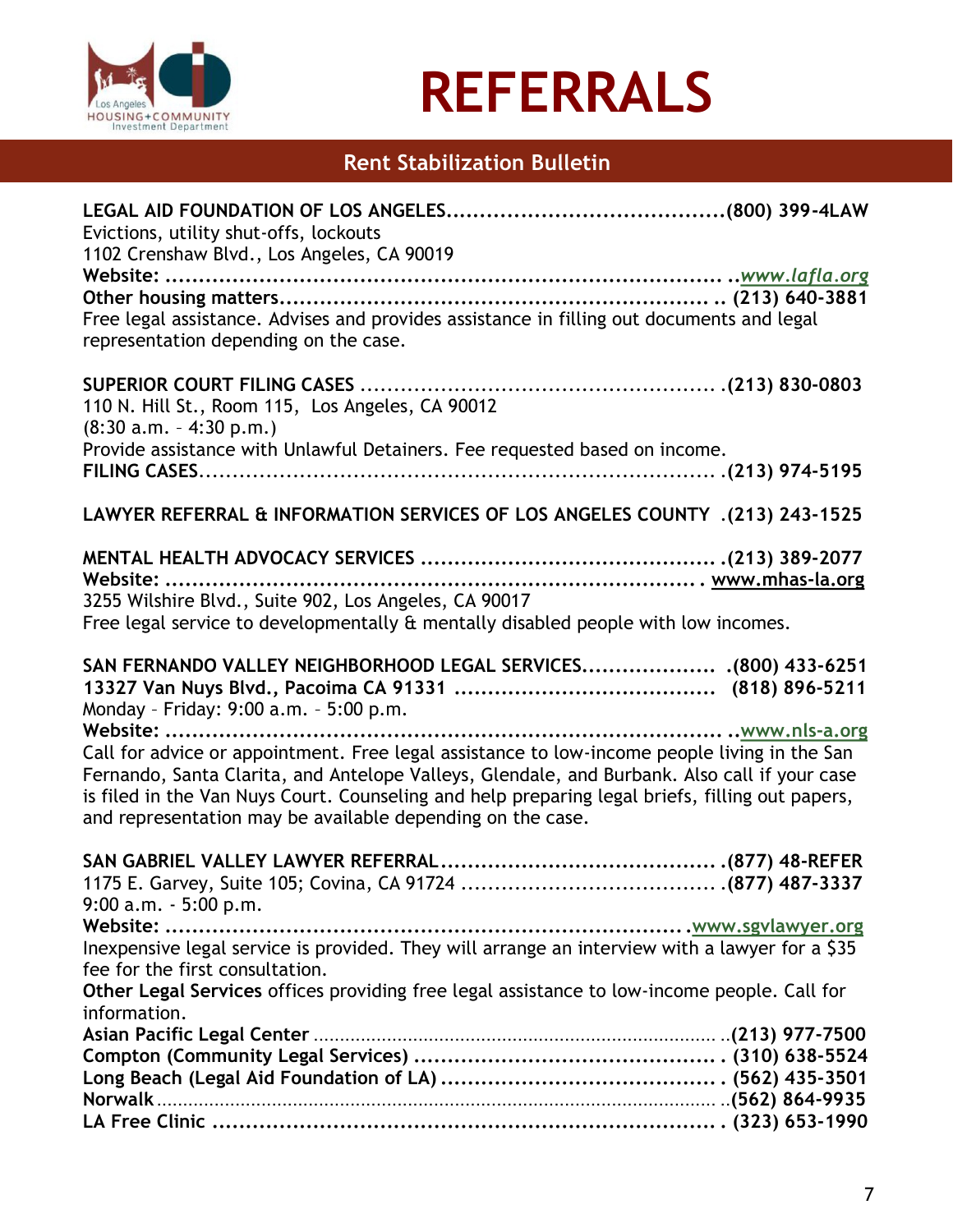# REFERRALS

## Rent Stabilization Bulletin

**LEGAL AID FOUNDATION OF LOS ANGELES.........................................(800) 399-4LAW**
Evictions, utility shut-offs, lockouts
1102 Crenshaw Blvd., Los Angeles, CA 90019
**Website: ..............................................................................** ..*www.lafla.org*
**Other housing matters................................................................. .. (213) 640-3881**
Free legal assistance. Advises and provides assistance in filling out documents and legal representation depending on the case.

**SUPERIOR COURT FILING CASES** ..................................................... **.(213) 830-0803**
110 N. Hill St., Room 115, Los Angeles, CA 90012
(8:30 a.m. – 4:30 p.m.)
Provide assistance with Unlawful Detainers. Fee requested based on income.
**FILING CASES**.............................................................................. **.(213) 974-5195**

**LAWYER REFERRAL & INFORMATION SERVICES OF LOS ANGELES COUNTY** .**(213) 243-1525**

**MENTAL HEALTH ADVOCACY SERVICES ............................................ .(213) 389-2077**
**Website: .............................................................................. .** www.mhas-la.org
3255 Wilshire Blvd., Suite 902, Los Angeles, CA 90017
Free legal service to developmentally & mentally disabled people with low incomes.

**SAN FERNANDO VALLEY NEIGHBORHOOD LEGAL SERVICES.................... .(800) 433-6251**
**13327 Van Nuys Blvd., Pacoima CA 91331 ....................................... (818) 896-5211**
Monday – Friday: 9:00 a.m. – 5:00 p.m.
**Website: .............................................................................. ..**www.nls-a.org
Call for advice or appointment. Free legal assistance to low-income people living in the San Fernando, Santa Clarita, and Antelope Valleys, Glendale, and Burbank. Also call if your case is filed in the Van Nuys Court. Counseling and help preparing legal briefs, filling out papers, and representation may be available depending on the case.

**SAN GABRIEL VALLEY LAWYER REFERRAL.......................................... .(877) 48-REFER**
1175 E. Garvey, Suite 105; Covina, CA 91724 ....................................... **.(877) 487-3337**
9:00 a.m. - 5:00 p.m.
**Website: ........................................................................... .**www.sgvlawyer.org
Inexpensive legal service is provided. They will arrange an interview with a lawyer for a $35 fee for the first consultation.
**Other Legal Services** offices providing free legal assistance to low-income people. Call for information.
**Asian Pacific Legal Center** ............................................................................ ..**(213) 977-7500**
**Compton (Community Legal Services) .............................................. . (310) 638-5524**
**Long Beach (Legal Aid Foundation of LA) .......................................... . (562) 435-3501**
**Norwalk**........................................................................................................ ..**(562) 864-9935**
**LA Free Clinic ........................................................................... . (323) 653-1990**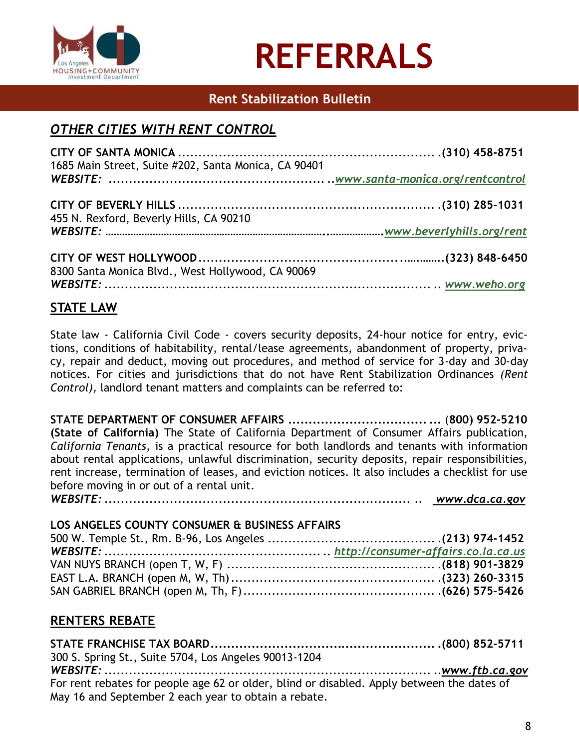# REFERRALS

**Rent Stabilization Bulletin**

## *OTHER CITIES WITH RENT CONTROL*

**CITY OF SANTA MONICA ................................................................. .(310) 458-8751**
1685 Main Street, Suite #202, Santa Monica, CA 90401
***WEBSITE:*** ....................................................... ..*www.santa-monica.org/rentcontrol*

**CITY OF BEVERLY HILLS ............................................................... .(310) 285-1031**
455 N. Rexford, Beverly Hills, CA 90210
***WEBSITE:*** ....................................................................................................*www.beverlyhills.org/rent*

**CITY OF WEST HOLLYWOOD....................................................................(323) 848-6450**
8300 Santa Monica Blvd., West Hollywood, CA 90069
***WEBSITE:*** ............................................................................... .. *www.weho.org*

## STATE LAW

State law - California Civil Code - covers security deposits, 24-hour notice for entry, evictions, conditions of habitability, rental/lease agreements, abandonment of property, privacy, repair and deduct, moving out procedures, and method of service for 3-day and 30-day notices. For cities and jurisdictions that do not have Rent Stabilization Ordinances *(Rent Control),* landlord tenant matters and complaints can be referred to:

**STATE DEPARTMENT OF CONSUMER AFFAIRS ...................................... (800) 952-5210**
**(State of California)** The State of California Department of Consumer Affairs publication, *California Tenants*, is a practical resource for both landlords and tenants with information about rental applications, unlawful discrimination, security deposits, repair responsibilities, rent increase, termination of leases, and eviction notices. It also includes a checklist for use before moving in or out of a rental unit.
***WEBSITE:*** ........................................................................... .. *www.dca.ca.gov*

**LOS ANGELES COUNTY CONSUMER & BUSINESS AFFAIRS**
500 W. Temple St., Rm. B-96, Los Angeles .......................................... **.(213) 974-1452**
***WEBSITE:*** ...................................................... .. *http://consumer-affairs.co.la.ca.us*
VAN NUYS BRANCH (open T, W, F) .................................................... **.(818) 901-3829**
EAST L.A. BRANCH (open M, W, Th) .................................................... **.(323) 260-3315**
SAN GABRIEL BRANCH (open M, Th, F) ................................................ **.(626) 575-5426**

## RENTERS REBATE

**STATE FRANCHISE TAX BOARD......................................................... .(800) 852-5711**
300 S. Spring St., Suite 5704, Los Angeles 90013-1204
***WEBSITE:*** ................................................................................. ..*www.ftb.ca.gov*
For rent rebates for people age 62 or older, blind or disabled. Apply between the dates of May 16 and September 2 each year to obtain a rebate.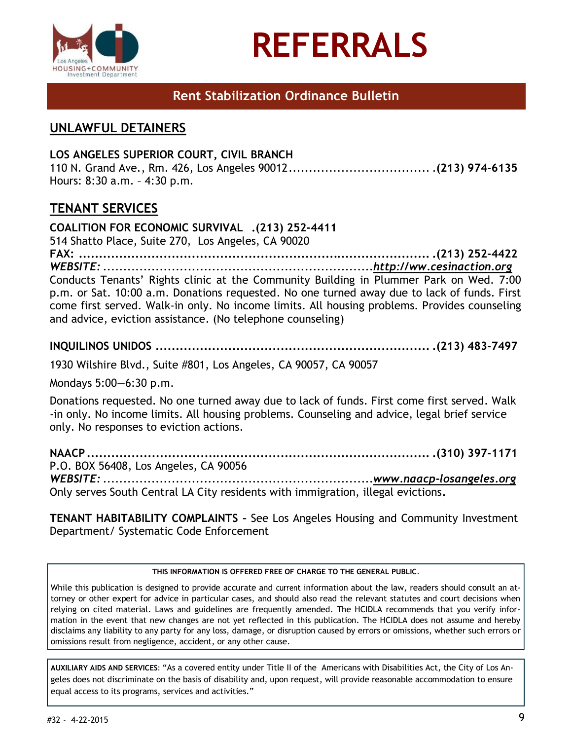# REFERRALS

## Rent Stabilization Ordinance Bulletin

## UNLAWFUL DETAINERS

**LOS ANGELES SUPERIOR COURT, CIVIL BRANCH**
110 N. Grand Ave., Rm. 426, Los Angeles 90012.................................... **.(213) 974-6135**
Hours: 8:30 a.m. – 4:30 p.m.

## TENANT SERVICES

**COALITION FOR ECONOMIC SURVIVAL .(213) 252-4411**
514 Shatto Place, Suite 270, Los Angeles, CA 90020
**FAX: ................................................................................................ .(213) 252-4422**
*WEBSITE:* ...................................................................***http://ww.cesinaction.org***
Conducts Tenants' Rights clinic at the Community Building in Plummer Park on Wed. 7:00 p.m. or Sat. 10:00 a.m. Donations requested. No one turned away due to lack of funds. First come first served. Walk-in only. No income limits. All housing problems. Provides counseling and advice, eviction assistance. (No telephone counseling)

**INQUILINOS UNIDOS ..................................................................... .(213) 483-7497**

1930 Wilshire Blvd., Suite #801, Los Angeles, CA 90057, CA 90057

Mondays 5:00—6:30 p.m.

Donations requested. No one turned away due to lack of funds. First come first served. Walk -in only. No income limits. All housing problems. Counseling and advice, legal brief service only. No responses to eviction actions.

**NAACP .............................................................................................. .(310) 397-1171**
P.O. BOX 56408, Los Angeles, CA 90056
*WEBSITE:* ...................................................................***www.naacp-losangeles.org***
Only serves South Central LA City residents with immigration, illegal evictions**.**

**TENANT HABITABILITY COMPLAINTS –** See Los Angeles Housing and Community Investment Department/ Systematic Code Enforcement

**THIS INFORMATION IS OFFERED FREE OF CHARGE TO THE GENERAL PUBLIC.**

While this publication is designed to provide accurate and current information about the law, readers should consult an attorney or other expert for advice in particular cases, and should also read the relevant statutes and court decisions when relying on cited material. Laws and guidelines are frequently amended. The HCIDLA recommends that you verify information in the event that new changes are not yet reflected in this publication. The HCIDLA does not assume and hereby disclaims any liability to any party for any loss, damage, or disruption caused by errors or omissions, whether such errors or omissions result from negligence, accident, or any other cause.

**AUXILIARY AIDS AND SERVICES**: "As a covered entity under Title II of the Americans with Disabilities Act, the City of Los Angeles does not discriminate on the basis of disability and, upon request, will provide reasonable accommodation to ensure equal access to its programs, services and activities."

#32 - 4-22-2015